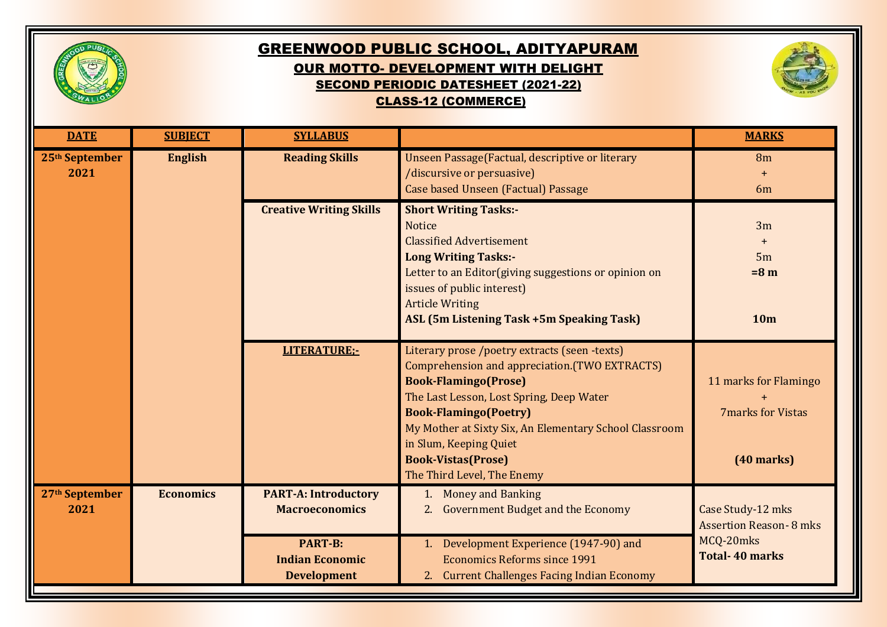# GREENWOOD PUBLIC SCHOOL, ADITYAPURAM

## OUR MOTTO- DEVELOPMENT WITH DELIGHT

### SECOND PERIODIC DATESHEET (2021-22)

### CLASS-12 (COMMERCE)

| DATE | SUBJECT | SYLLABUS | | MARKS |
|---|---|---|---|---|
| **25th September 2021** | **English** | **Reading Skills** | Unseen Passage(Factual, descriptive or literary /discursive or persuasive)<br>Case based Unseen (Factual) Passage | 8m<br>+<br>6m |
| | | **Creative Writing Skills** | **Short Writing Tasks:-**<br>Notice<br>Classified Advertisement<br>**Long Writing Tasks:-**<br>Letter to an Editor(giving suggestions or opinion on issues of public interest)<br>Article Writing<br>**ASL (5m Listening Task +5m Speaking Task)** | 3m<br>+<br>5m<br>**=8 m**<br><br>**10m** |
| | | **LITERATURE;-** | Literary prose /poetry extracts (seen -texts) Comprehension and appreciation.(TWO EXTRACTS)<br>**Book-Flamingo(Prose)**<br>The Last Lesson, Lost Spring, Deep Water<br>**Book-Flamingo(Poetry)**<br>My Mother at Sixty Six, An Elementary School Classroom in Slum, Keeping Quiet<br>**Book-Vistas(Prose)**<br>The Third Level, The Enemy | 11 marks for Flamingo<br>+<br>7marks for Vistas<br><br>**(40 marks)** |
| **27th September 2021** | **Economics** | **PART-A: Introductory Macroeconomics** | 1. Money and Banking<br>2. Government Budget and the Economy | Case Study-12 mks<br>Assertion Reason- 8 mks<br>MCQ-20mks<br>**Total- 40 marks** |
| | | **PART-B: Indian Economic Development** | 1. Development Experience (1947-90) and Economics Reforms since 1991<br>2. Current Challenges Facing Indian Economy | |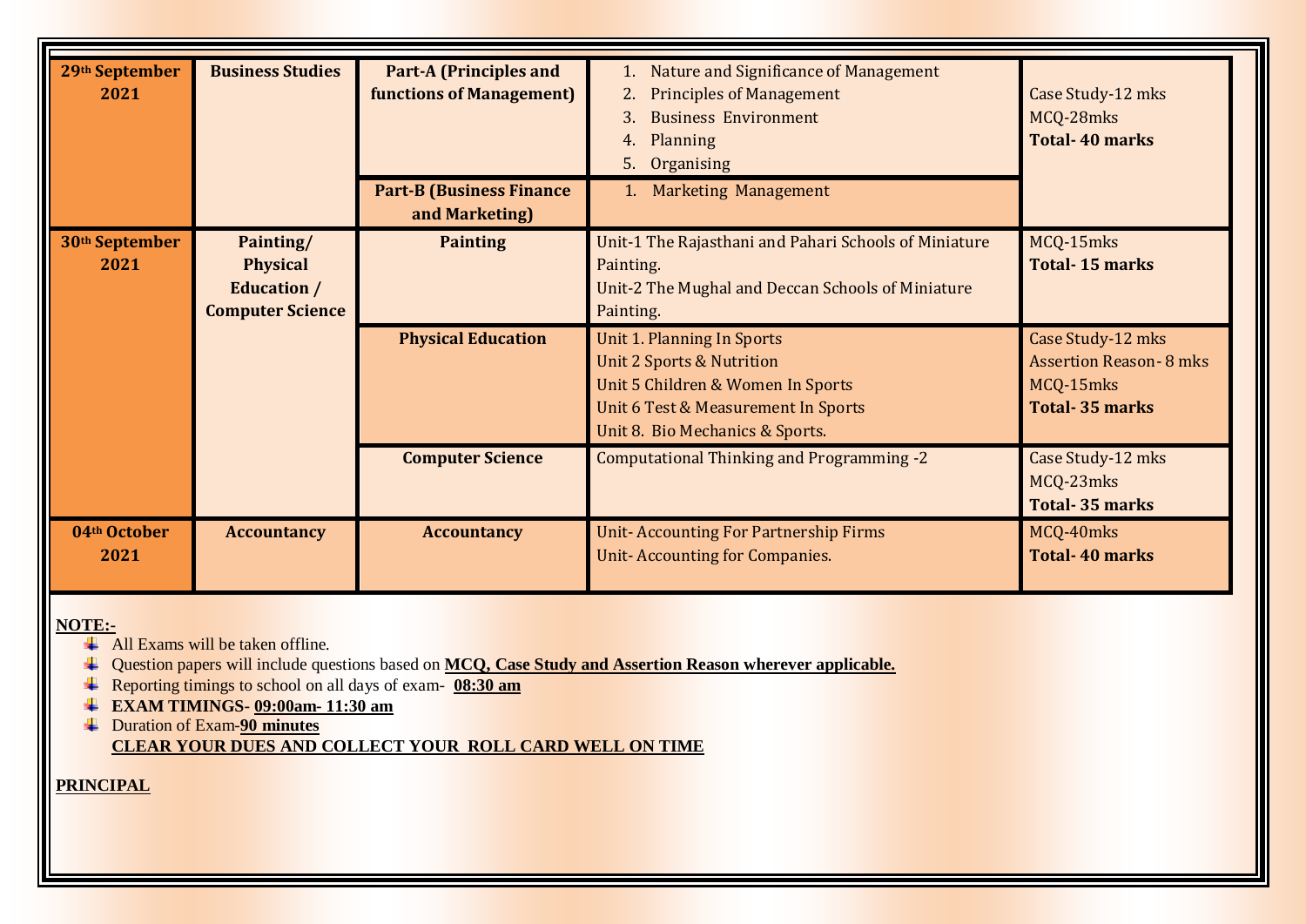| | | | | |
|---|---|---|---|---|
| **29th September 2021** | **Business Studies** | **Part-A (Principles and functions of Management)** | 1. Nature and Significance of Management<br>2. Principles of Management<br>3. Business Environment<br>4. Planning<br>5. Organising | Case Study-12 mks<br>MCQ-28mks<br>**Total- 40 marks** |
| | | **Part-B (Business Finance and Marketing)** | 1. Marketing Management | |
| **30th September 2021** | **Painting/ Physical Education / Computer Science** | **Painting** | Unit-1 The Rajasthani and Pahari Schools of Miniature Painting.<br>Unit-2 The Mughal and Deccan Schools of Miniature Painting. | MCQ-15mks<br>**Total- 15 marks** |
| | | **Physical Education** | Unit 1. Planning In Sports<br>Unit 2 Sports & Nutrition<br>Unit 5 Children & Women In Sports<br>Unit 6 Test & Measurement In Sports<br>Unit 8. Bio Mechanics & Sports. | Case Study-12 mks<br>Assertion Reason- 8 mks<br>MCQ-15mks<br>**Total- 35 marks** |
| | | **Computer Science** | Computational Thinking and Programming -2 | Case Study-12 mks<br>MCQ-23mks<br>**Total- 35 marks** |
| **04th October 2021** | **Accountancy** | **Accountancy** | Unit- Accounting For Partnership Firms<br>Unit- Accounting for Companies. | MCQ-40mks<br>**Total- 40 marks** |

**NOTE:-**

- All Exams will be taken offline.
- Question papers will include questions based on **MCQ, Case Study and Assertion Reason wherever applicable.**
- Reporting timings to school on all days of exam- **08:30 am**
- **EXAM TIMINGS- 09:00am- 11:30 am**
- Duration of Exam-**90 minutes**

**CLEAR YOUR DUES AND COLLECT YOUR ROLL CARD WELL ON TIME**

**PRINCIPAL**